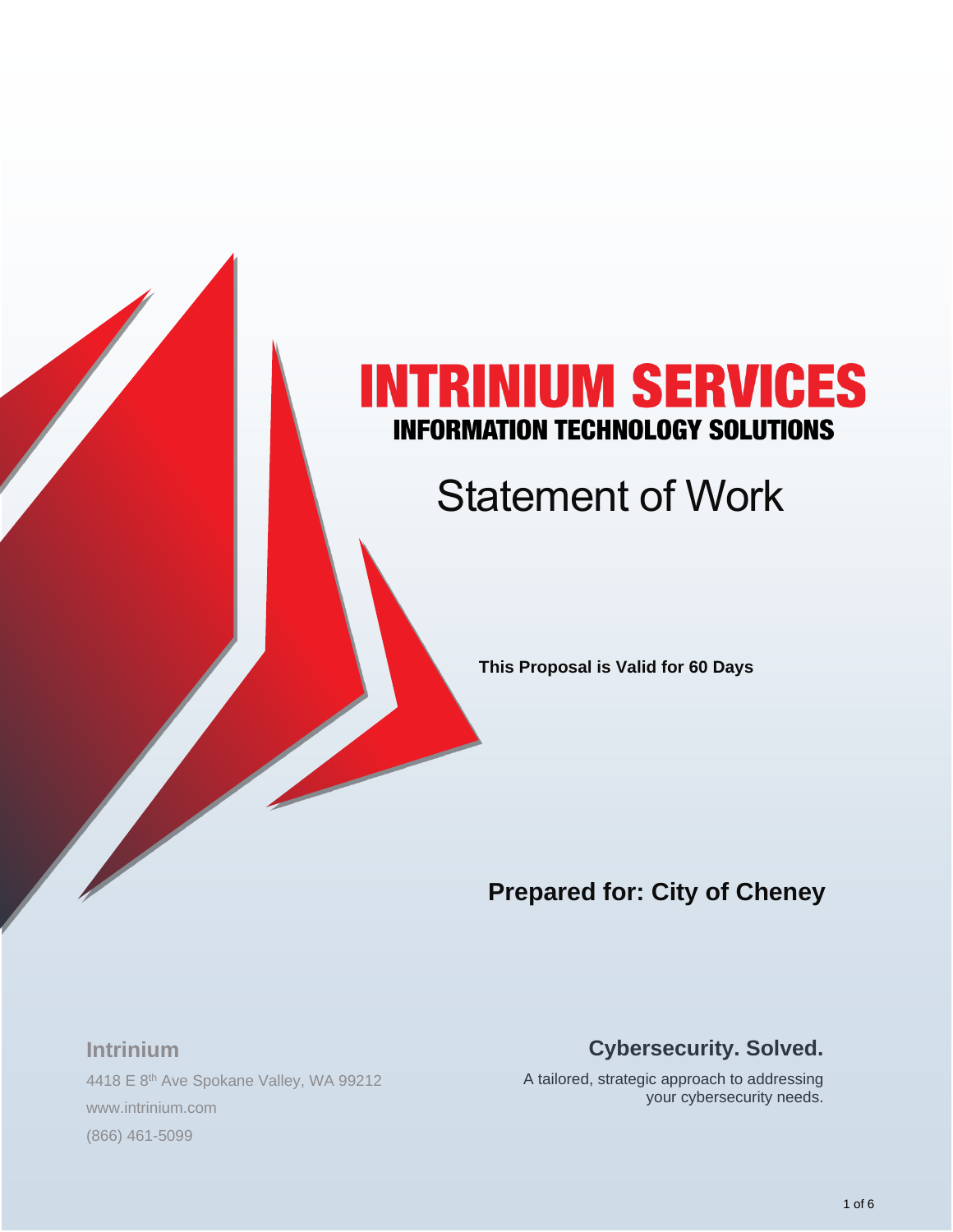# INTRINIUM SERVICES

## INFORMATION TECHNOLOGY SOLUTIONS

# Statement of Work

**This Proposal is Valid for 60 Days**

## Prepared for: City of Cheney

**Intrinium**

4418 E 8th Ave Spokane Valley, WA 99212

www.intrinium.com

(866) 461-5099

**Cybersecurity. Solved.**

A tailored, strategic approach to addressing your cybersecurity needs.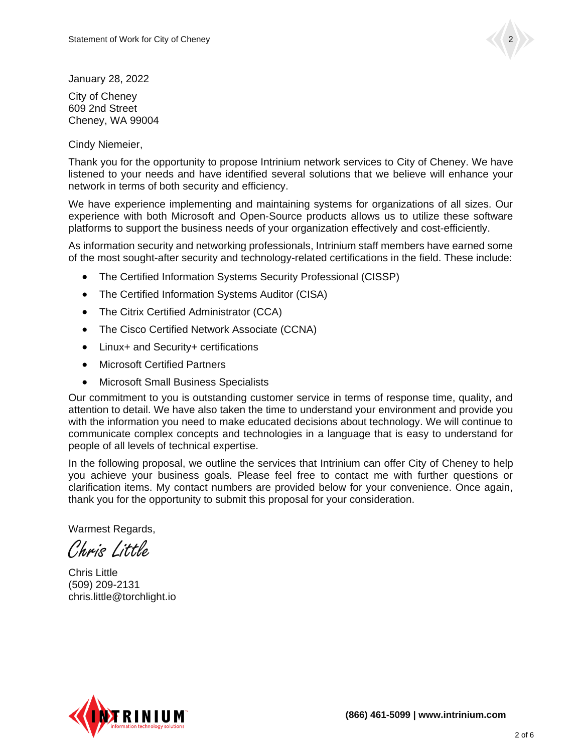January 28, 2022

City of Cheney
609 2nd Street
Cheney, WA 99004

Cindy Niemeier,

Thank you for the opportunity to propose Intrinium network services to City of Cheney. We have listened to your needs and have identified several solutions that we believe will enhance your network in terms of both security and efficiency.

We have experience implementing and maintaining systems for organizations of all sizes. Our experience with both Microsoft and Open-Source products allows us to utilize these software platforms to support the business needs of your organization effectively and cost-efficiently.

As information security and networking professionals, Intrinium staff members have earned some of the most sought-after security and technology-related certifications in the field. These include:

- The Certified Information Systems Security Professional (CISSP)
- The Certified Information Systems Auditor (CISA)
- The Citrix Certified Administrator (CCA)
- The Cisco Certified Network Associate (CCNA)
- Linux+ and Security+ certifications
- Microsoft Certified Partners
- Microsoft Small Business Specialists

Our commitment to you is outstanding customer service in terms of response time, quality, and attention to detail. We have also taken the time to understand your environment and provide you with the information you need to make educated decisions about technology. We will continue to communicate complex concepts and technologies in a language that is easy to understand for people of all levels of technical expertise.

In the following proposal, we outline the services that Intrinium can offer City of Cheney to help you achieve your business goals. Please feel free to contact me with further questions or clarification items. My contact numbers are provided below for your convenience. Once again, thank you for the opportunity to submit this proposal for your consideration.

Warmest Regards,

*Chris Little*

Chris Little
(509) 209-2131
chris.little@torchlight.io

**(866) 461-5099 | www.intrinium.com**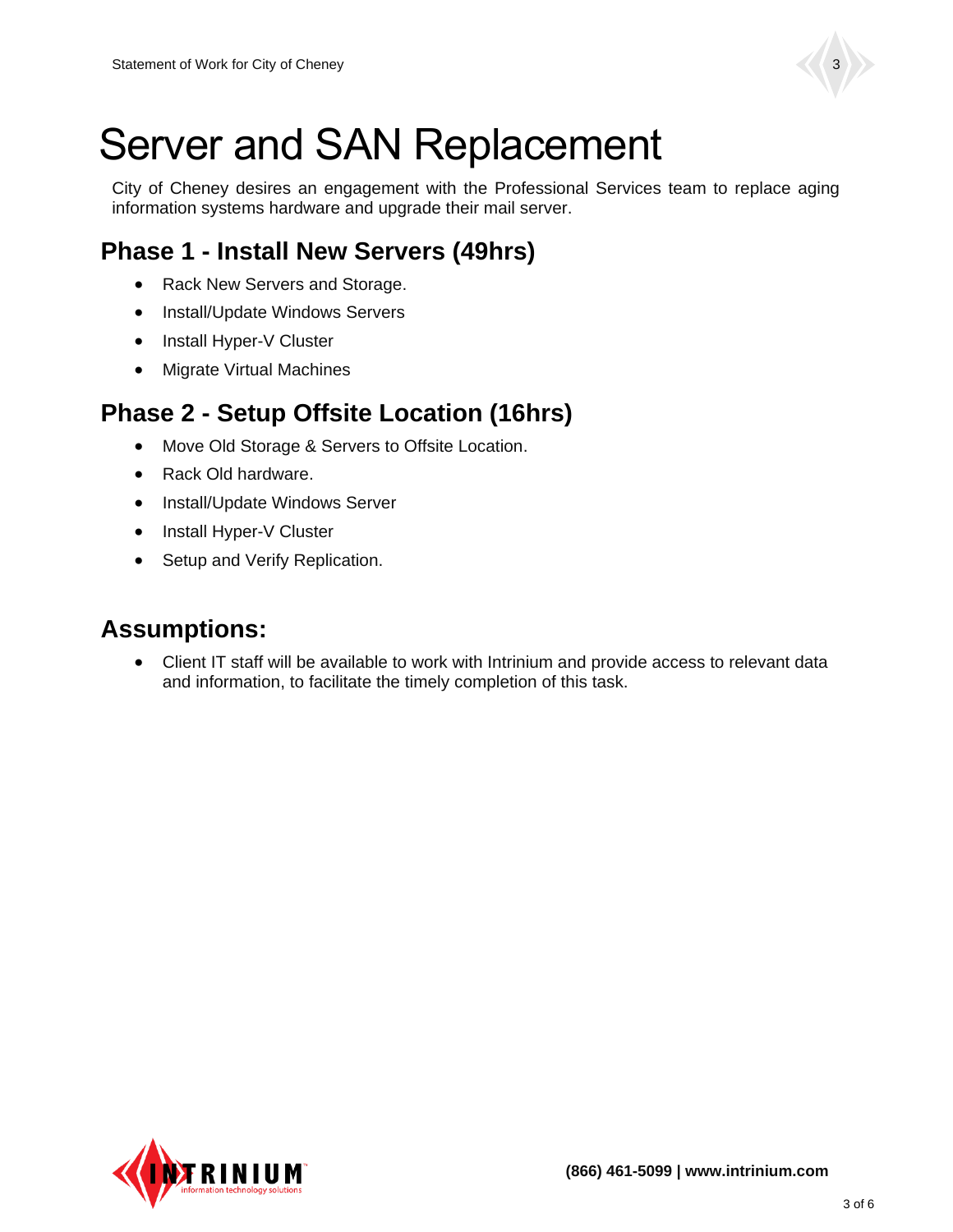# Server and SAN Replacement

City of Cheney desires an engagement with the Professional Services team to replace aging information systems hardware and upgrade their mail server.

## Phase 1 - Install New Servers (49hrs)

- Rack New Servers and Storage.
- Install/Update Windows Servers
- Install Hyper-V Cluster
- Migrate Virtual Machines

## Phase 2 - Setup Offsite Location (16hrs)

- Move Old Storage & Servers to Offsite Location.
- Rack Old hardware.
- Install/Update Windows Server
- Install Hyper-V Cluster
- Setup and Verify Replication.

## Assumptions:

- Client IT staff will be available to work with Intrinium and provide access to relevant data and information, to facilitate the timely completion of this task.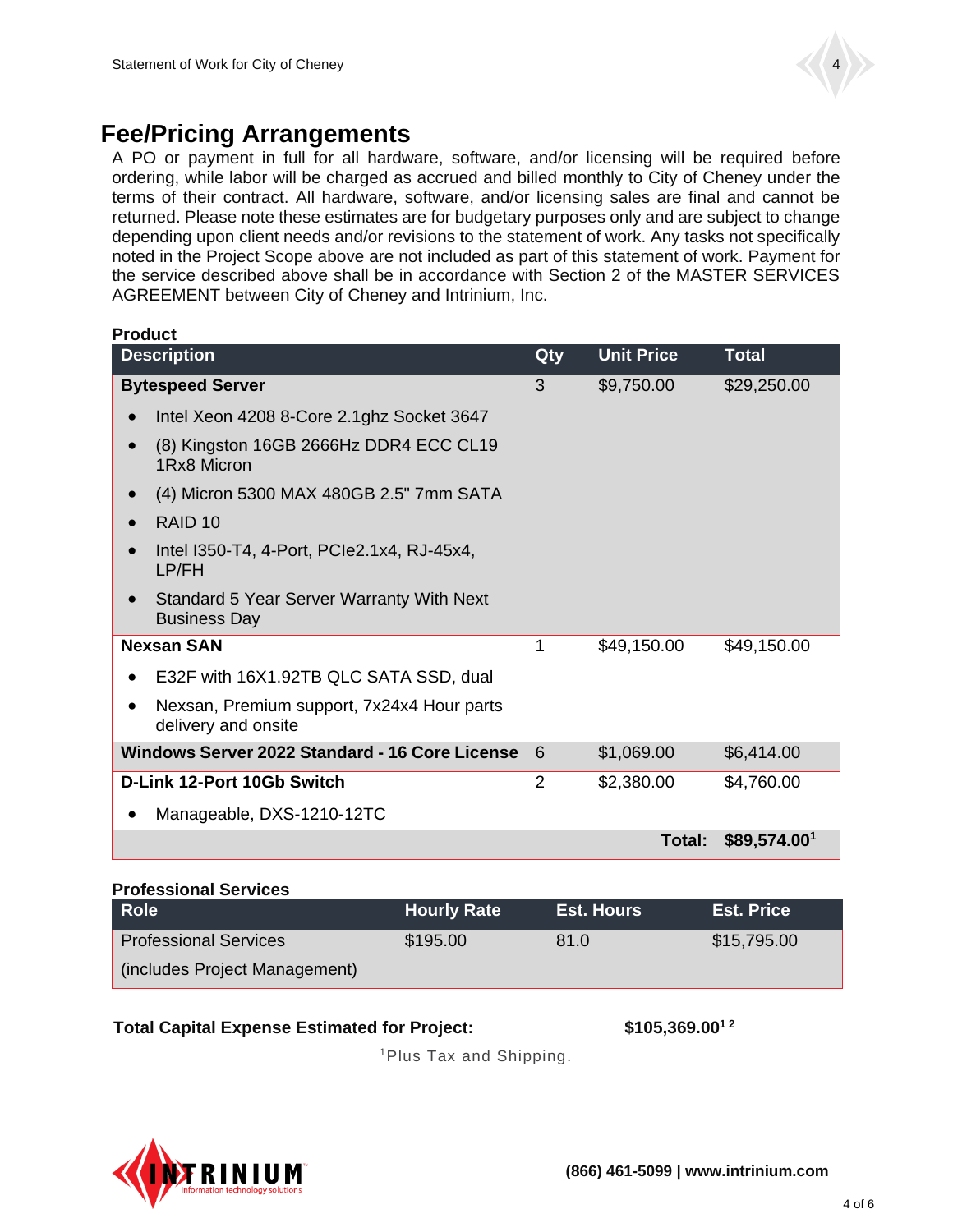## Fee/Pricing Arrangements

A PO or payment in full for all hardware, software, and/or licensing will be required before ordering, while labor will be charged as accrued and billed monthly to City of Cheney under the terms of their contract. All hardware, software, and/or licensing sales are final and cannot be returned. Please note these estimates are for budgetary purposes only and are subject to change depending upon client needs and/or revisions to the statement of work. Any tasks not specifically noted in the Project Scope above are not included as part of this statement of work. Payment for the service described above shall be in accordance with Section 2 of the MASTER SERVICES AGREEMENT between City of Cheney and Intrinium, Inc.

**Product**

| Description | Qty | Unit Price | Total |
|---|---|---|---|
| **Bytespeed Server**<br>• Intel Xeon 4208 8-Core 2.1ghz Socket 3647<br>• (8) Kingston 16GB 2666Hz DDR4 ECC CL19 1Rx8 Micron<br>• (4) Micron 5300 MAX 480GB 2.5" 7mm SATA<br>• RAID 10<br>• Intel I350-T4, 4-Port, PCIe2.1x4, RJ-45x4, LP/FH<br>• Standard 5 Year Server Warranty With Next Business Day | 3 | $9,750.00 | $29,250.00 |
| **Nexsan SAN**<br>• E32F with 16X1.92TB QLC SATA SSD, dual<br>• Nexsan, Premium support, 7x24x4 Hour parts delivery and onsite | 1 | $49,150.00 | $49,150.00 |
| **Windows Server 2022 Standard - 16 Core License** | 6 | $1,069.00 | $6,414.00 |
| **D-Link 12-Port 10Gb Switch**<br>• Manageable, DXS-1210-12TC | 2 | $2,380.00 | $4,760.00 |
| | | **Total:** | **$89,574.00[1]** |

**Professional Services**

| Role | Hourly Rate | Est. Hours | Est. Price |
|---|---|---|---|
| Professional Services<br>(includes Project Management) | $195.00 | 81.0 | $15,795.00 |

**Total Capital Expense Estimated for Project:** **$105,369.00[1 2]**

[1]Plus Tax and Shipping.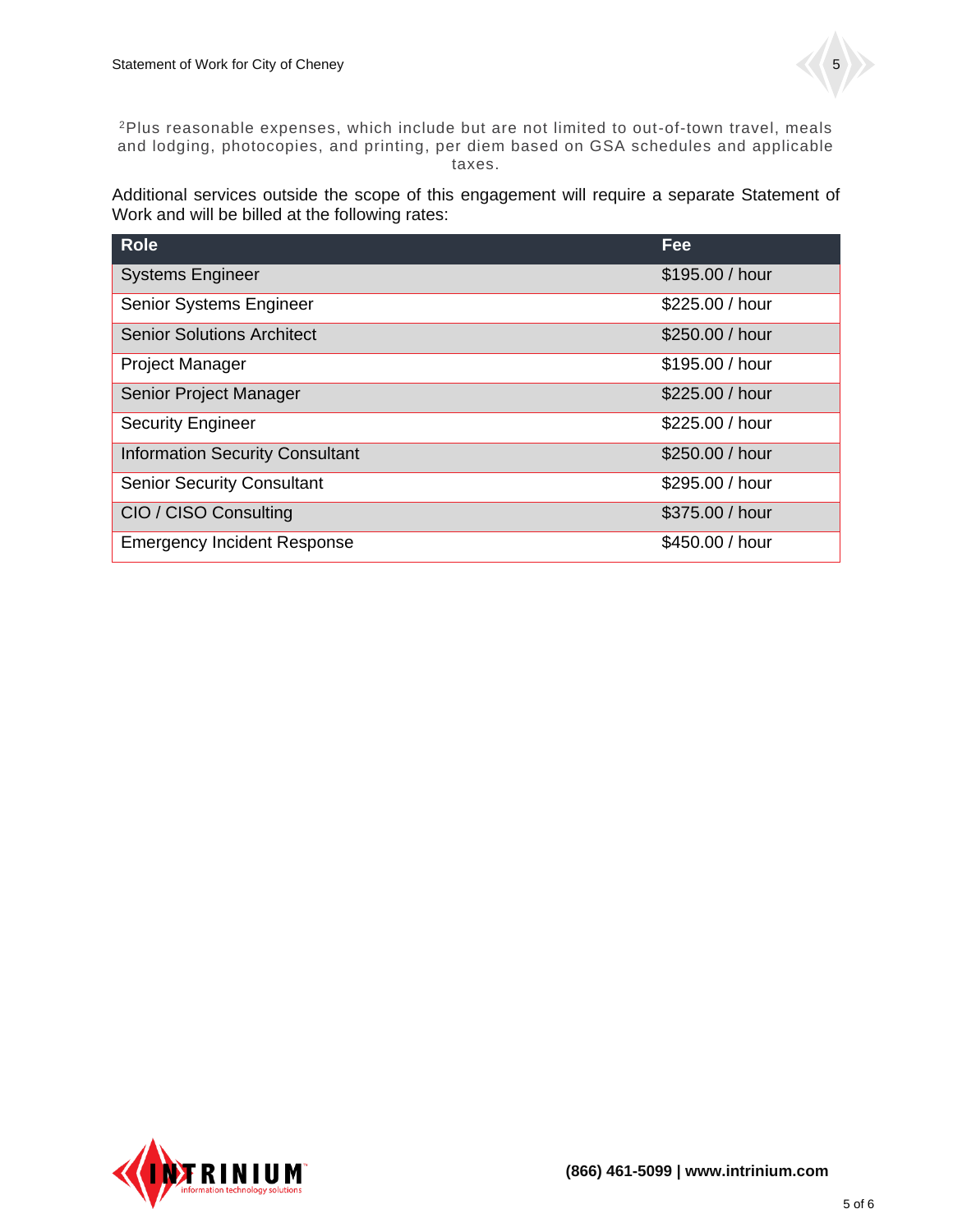[2]Plus reasonable expenses, which include but are not limited to out-of-town travel, meals and lodging, photocopies, and printing, per diem based on GSA schedules and applicable taxes.

Additional services outside the scope of this engagement will require a separate Statement of Work and will be billed at the following rates:

| Role | Fee |
| --- | --- |
| Systems Engineer | $195.00 / hour |
| Senior Systems Engineer | $225.00 / hour |
| Senior Solutions Architect | $250.00 / hour |
| Project Manager | $195.00 / hour |
| Senior Project Manager | $225.00 / hour |
| Security Engineer | $225.00 / hour |
| Information Security Consultant | $250.00 / hour |
| Senior Security Consultant | $295.00 / hour |
| CIO / CISO Consulting | $375.00 / hour |
| Emergency Incident Response | $450.00 / hour |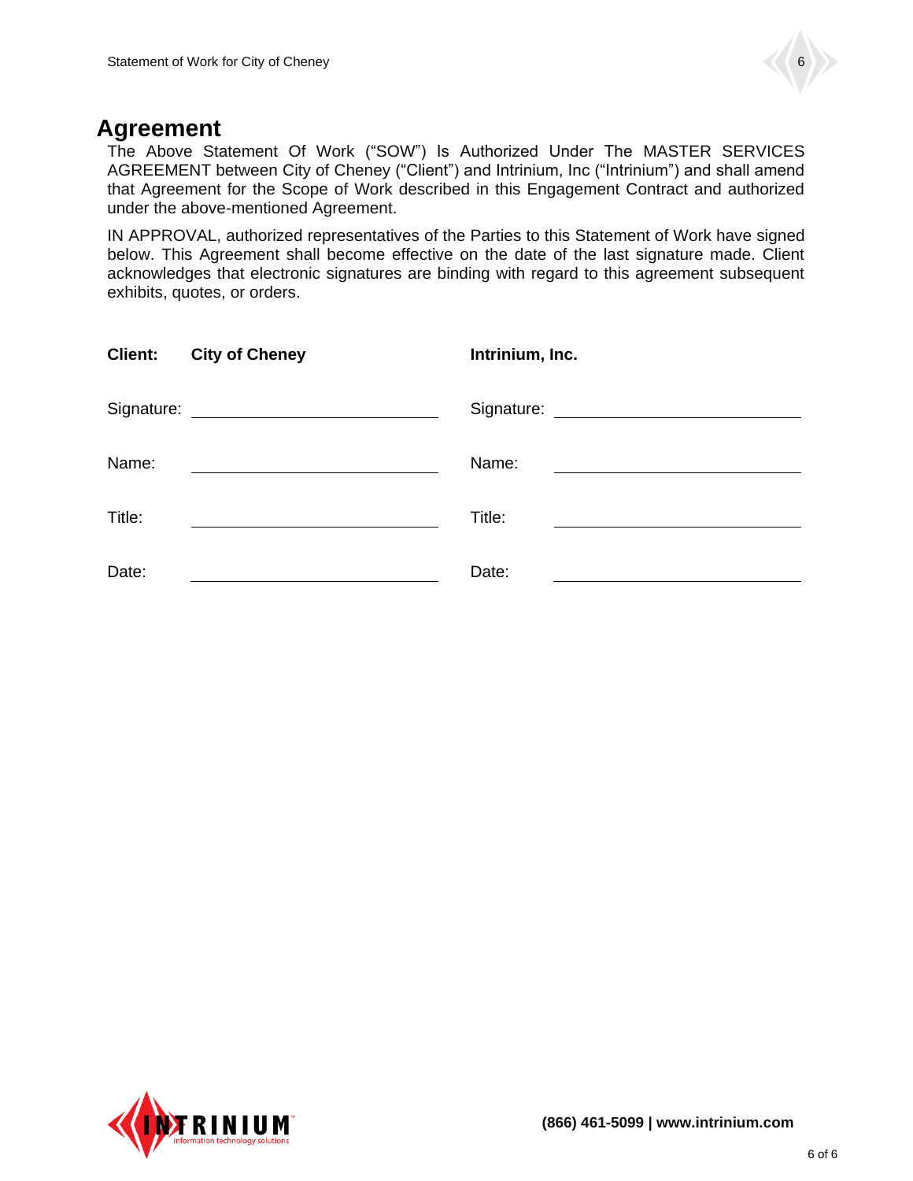# Agreement

The Above Statement Of Work ("SOW") Is Authorized Under The MASTER SERVICES AGREEMENT between City of Cheney ("Client") and Intrinium, Inc ("Intrinium") and shall amend that Agreement for the Scope of Work described in this Engagement Contract and authorized under the above-mentioned Agreement.

IN APPROVAL, authorized representatives of the Parties to this Statement of Work have signed below. This Agreement shall become effective on the date of the last signature made. Client acknowledges that electronic signatures are binding with regard to this agreement subsequent exhibits, quotes, or orders.

| | | | |
|---|---|---|---|
| **Client:** | **City of Cheney** | **Intrinium, Inc.** | |
| Signature: | ______________________ | Signature: | ______________________ |
| Name: | ______________________ | Name: | ______________________ |
| Title: | ______________________ | Title: | ______________________ |
| Date: | ______________________ | Date: | ______________________ |

**(866) 461-5099 | www.intrinium.com**